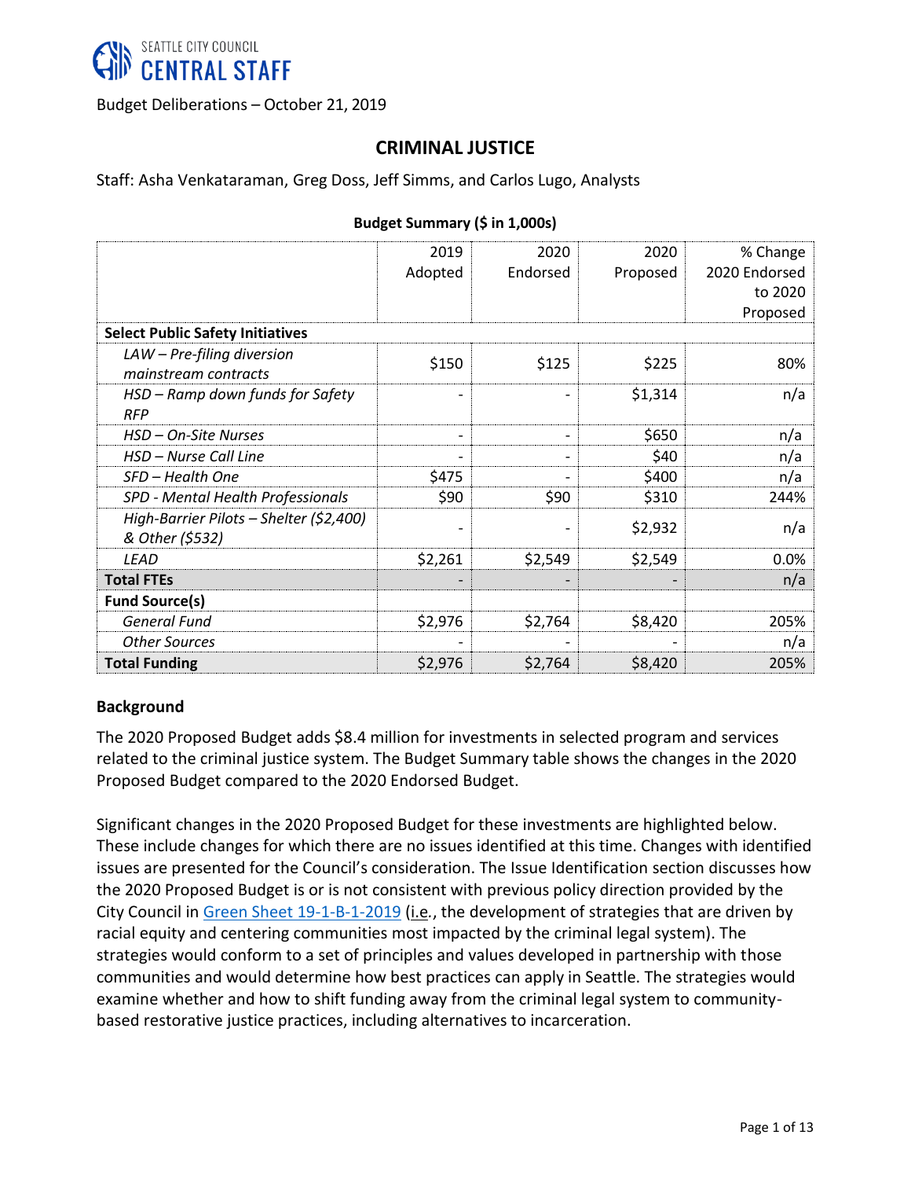SEATTLE CITY COUNCIL
**CENTRAL STAFF**

Budget Deliberations – October 21, 2019

# CRIMINAL JUSTICE

Staff: Asha Venkataraman, Greg Doss, Jeff Simms, and Carlos Lugo, Analysts

**Budget Summary ($ in 1,000s)**

| | 2019 Adopted | 2020 Endorsed | 2020 Proposed | % Change 2020 Endorsed to 2020 Proposed |
|---|---|---|---|---|
| **Select Public Safety Initiatives** | | | | |
| *LAW – Pre-filing diversion mainstream contracts* | $150 | $125 | $225 | 80% |
| *HSD – Ramp down funds for Safety RFP* | - | - | $1,314 | n/a |
| *HSD – On-Site Nurses* | - | - | $650 | n/a |
| *HSD – Nurse Call Line* | - | - | $40 | n/a |
| *SFD – Health One* | $475 | - | $400 | n/a |
| *SPD - Mental Health Professionals* | $90 | $90 | $310 | 244% |
| *High-Barrier Pilots – Shelter ($2,400) & Other ($532)* | - | - | $2,932 | n/a |
| *LEAD* | $2,261 | $2,549 | $2,549 | 0.0% |
| **Total FTEs** | - | - | - | n/a |
| **Fund Source(s)** | | | | |
| *General Fund* | $2,976 | $2,764 | $8,420 | 205% |
| *Other Sources* | - | - | - | n/a |
| **Total Funding** | $2,976 | $2,764 | $8,420 | 205% |

**Background**

The 2020 Proposed Budget adds $8.4 million for investments in selected program and services related to the criminal justice system. The Budget Summary table shows the changes in the 2020 Proposed Budget compared to the 2020 Endorsed Budget.

Significant changes in the 2020 Proposed Budget for these investments are highlighted below. These include changes for which there are no issues identified at this time. Changes with identified issues are presented for the Council's consideration. The Issue Identification section discusses how the 2020 Proposed Budget is or is not consistent with previous policy direction provided by the City Council in Green Sheet 19-1-B-1-2019 (i.e., the development of strategies that are driven by racial equity and centering communities most impacted by the criminal legal system). The strategies would conform to a set of principles and values developed in partnership with those communities and would determine how best practices can apply in Seattle. The strategies would examine whether and how to shift funding away from the criminal legal system to community-based restorative justice practices, including alternatives to incarceration.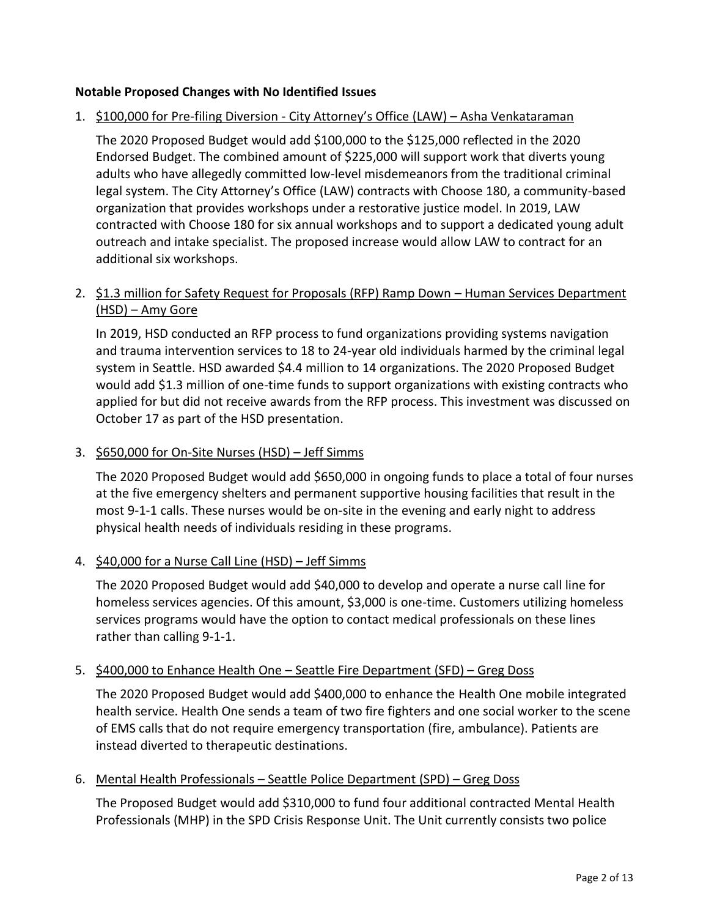**Notable Proposed Changes with No Identified Issues**

1. <u>$100,000 for Pre-filing Diversion - City Attorney's Office (LAW) – Asha Venkataraman</u>

   The 2020 Proposed Budget would add $100,000 to the $125,000 reflected in the 2020 Endorsed Budget. The combined amount of $225,000 will support work that diverts young adults who have allegedly committed low-level misdemeanors from the traditional criminal legal system. The City Attorney's Office (LAW) contracts with Choose 180, a community-based organization that provides workshops under a restorative justice model. In 2019, LAW contracted with Choose 180 for six annual workshops and to support a dedicated young adult outreach and intake specialist. The proposed increase would allow LAW to contract for an additional six workshops.

2. <u>$1.3 million for Safety Request for Proposals (RFP) Ramp Down – Human Services Department (HSD) – Amy Gore</u>

   In 2019, HSD conducted an RFP process to fund organizations providing systems navigation and trauma intervention services to 18 to 24-year old individuals harmed by the criminal legal system in Seattle. HSD awarded $4.4 million to 14 organizations. The 2020 Proposed Budget would add $1.3 million of one-time funds to support organizations with existing contracts who applied for but did not receive awards from the RFP process. This investment was discussed on October 17 as part of the HSD presentation.

3. <u>$650,000 for On-Site Nurses (HSD) – Jeff Simms</u>

   The 2020 Proposed Budget would add $650,000 in ongoing funds to place a total of four nurses at the five emergency shelters and permanent supportive housing facilities that result in the most 9-1-1 calls. These nurses would be on-site in the evening and early night to address physical health needs of individuals residing in these programs.

4. <u>$40,000 for a Nurse Call Line (HSD) – Jeff Simms</u>

   The 2020 Proposed Budget would add $40,000 to develop and operate a nurse call line for homeless services agencies. Of this amount, $3,000 is one-time. Customers utilizing homeless services programs would have the option to contact medical professionals on these lines rather than calling 9-1-1.

5. <u>$400,000 to Enhance Health One – Seattle Fire Department (SFD) – Greg Doss</u>

   The 2020 Proposed Budget would add $400,000 to enhance the Health One mobile integrated health service. Health One sends a team of two fire fighters and one social worker to the scene of EMS calls that do not require emergency transportation (fire, ambulance). Patients are instead diverted to therapeutic destinations.

6. <u>Mental Health Professionals – Seattle Police Department (SPD) – Greg Doss</u>

   The Proposed Budget would add $310,000 to fund four additional contracted Mental Health Professionals (MHP) in the SPD Crisis Response Unit. The Unit currently consists two police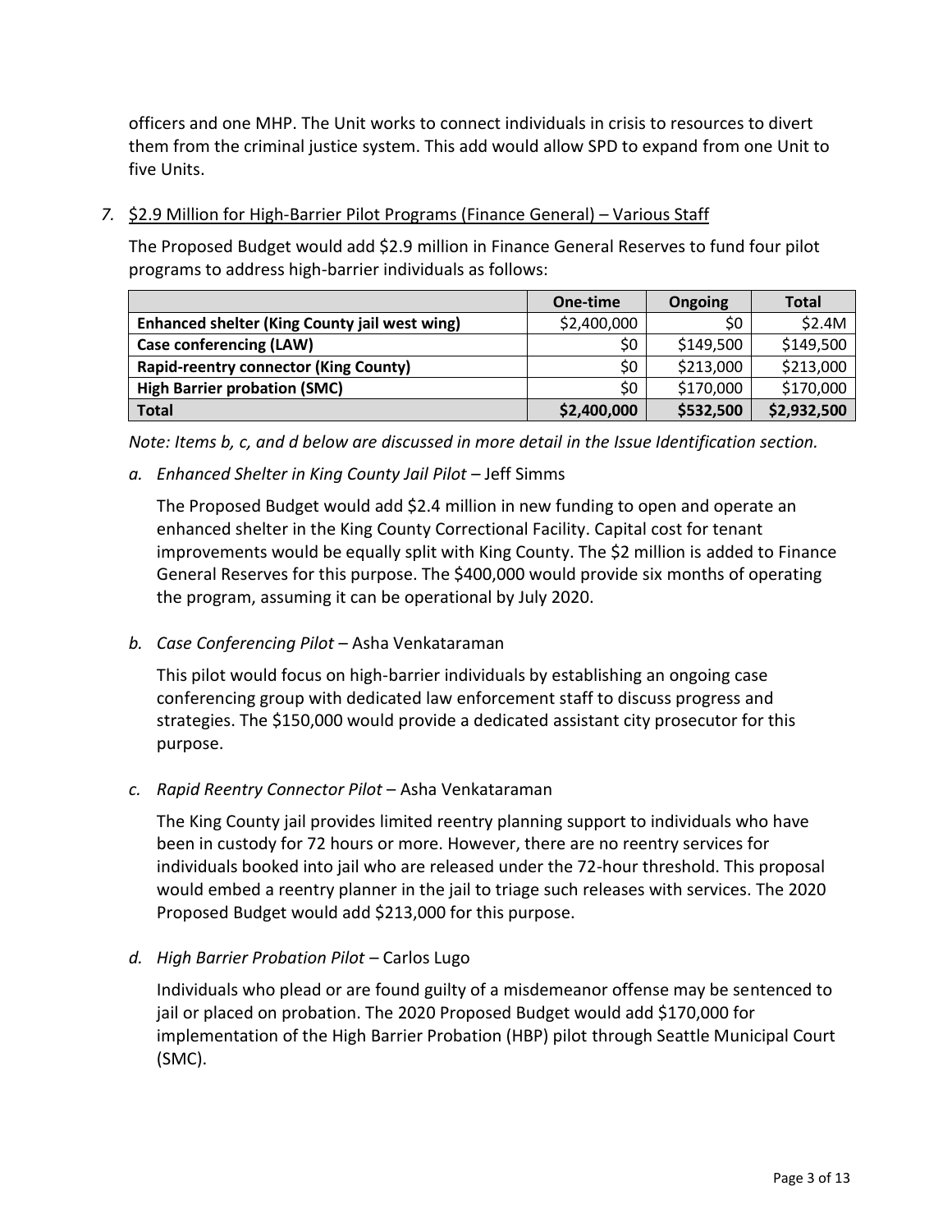officers and one MHP. The Unit works to connect individuals in crisis to resources to divert them from the criminal justice system. This add would allow SPD to expand from one Unit to five Units.

7. $2.9 Million for High-Barrier Pilot Programs (Finance General) – Various Staff

The Proposed Budget would add $2.9 million in Finance General Reserves to fund four pilot programs to address high-barrier individuals as follows:

| | One-time | Ongoing | Total |
|---|---|---|---|
| **Enhanced shelter (King County jail west wing)** | $2,400,000 | $0 | $2.4M |
| **Case conferencing (LAW)** | $0 | $149,500 | $149,500 |
| **Rapid-reentry connector (King County)** | $0 | $213,000 | $213,000 |
| **High Barrier probation (SMC)** | $0 | $170,000 | $170,000 |
| **Total** | **$2,400,000** | **$532,500** | **$2,932,500** |

*Note: Items b, c, and d below are discussed in more detail in the Issue Identification section.*

*a. Enhanced Shelter in King County Jail Pilot* – Jeff Simms

The Proposed Budget would add $2.4 million in new funding to open and operate an enhanced shelter in the King County Correctional Facility. Capital cost for tenant improvements would be equally split with King County. The $2 million is added to Finance General Reserves for this purpose. The $400,000 would provide six months of operating the program, assuming it can be operational by July 2020.

*b. Case Conferencing Pilot* – Asha Venkataraman

This pilot would focus on high-barrier individuals by establishing an ongoing case conferencing group with dedicated law enforcement staff to discuss progress and strategies. The $150,000 would provide a dedicated assistant city prosecutor for this purpose.

*c. Rapid Reentry Connector Pilot* – Asha Venkataraman

The King County jail provides limited reentry planning support to individuals who have been in custody for 72 hours or more. However, there are no reentry services for individuals booked into jail who are released under the 72-hour threshold. This proposal would embed a reentry planner in the jail to triage such releases with services. The 2020 Proposed Budget would add $213,000 for this purpose.

*d. High Barrier Probation Pilot* – Carlos Lugo

Individuals who plead or are found guilty of a misdemeanor offense may be sentenced to jail or placed on probation. The 2020 Proposed Budget would add $170,000 for implementation of the High Barrier Probation (HBP) pilot through Seattle Municipal Court (SMC).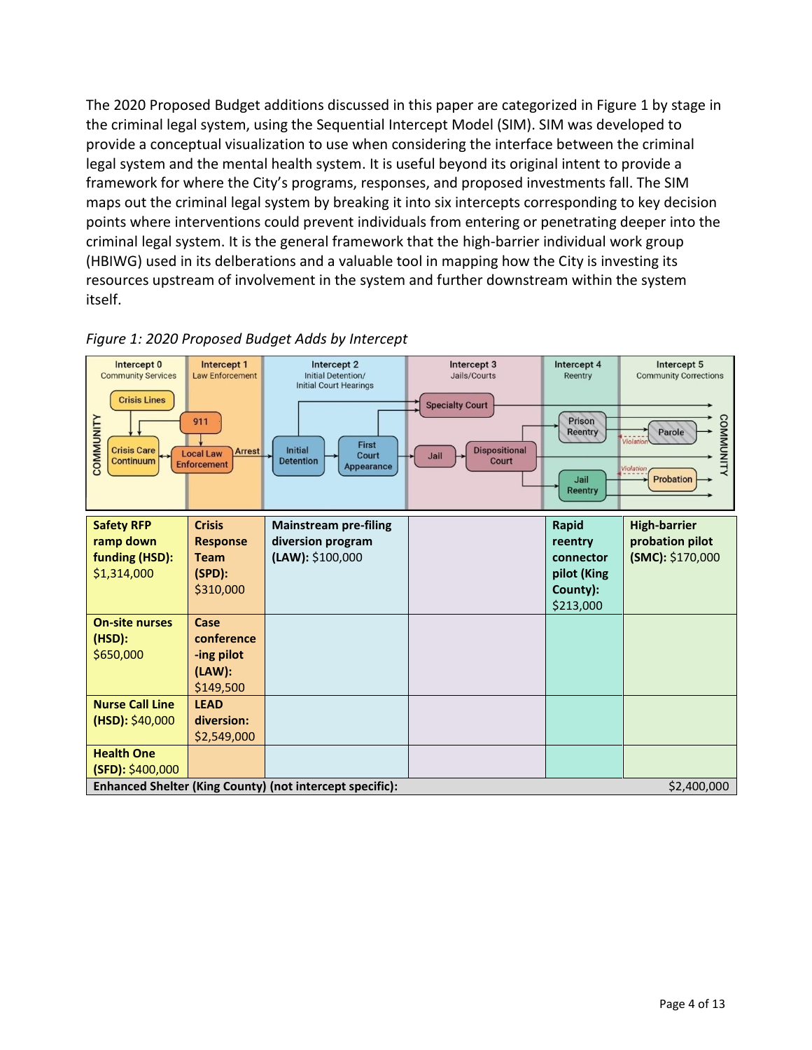The 2020 Proposed Budget additions discussed in this paper are categorized in Figure 1 by stage in the criminal legal system, using the Sequential Intercept Model (SIM). SIM was developed to provide a conceptual visualization to use when considering the interface between the criminal legal system and the mental health system. It is useful beyond its original intent to provide a framework for where the City's programs, responses, and proposed investments fall. The SIM maps out the criminal legal system by breaking it into six intercepts corresponding to key decision points where interventions could prevent individuals from entering or penetrating deeper into the criminal legal system. It is the general framework that the high-barrier individual work group (HBIWG) used in its delberations and a valuable tool in mapping how the City is investing its resources upstream of involvement in the system and further downstream within the system itself.

*Figure 1: 2020 Proposed Budget Adds by Intercept*

| Intercept 0 Community Services | Intercept 1 Law Enforcement | Intercept 2 Initial Detention/ Initial Court Hearings | Intercept 3 Jails/Courts | Intercept 4 Reentry | Intercept 5 Community Corrections |
|---|---|---|---|---|---|
| **Safety RFP ramp down funding (HSD):** $1,314,000 | **Crisis Response Team (SPD):** $310,000 | **Mainstream pre-filing diversion program (LAW):** $100,000 | | **Rapid reentry connector pilot (King County):** $213,000 | **High-barrier probation pilot (SMC):** $170,000 |
| **On-site nurses (HSD):** $650,000 | **Case conferencing pilot (LAW):** $149,500 | | | | |
| **Nurse Call Line (HSD):** $40,000 | **LEAD diversion:** $2,549,000 | | | | |
| **Health One (SFD):** $400,000 | | | | | |
| **Enhanced Shelter (King County) (not intercept specific):** | | | | | $2,400,000 |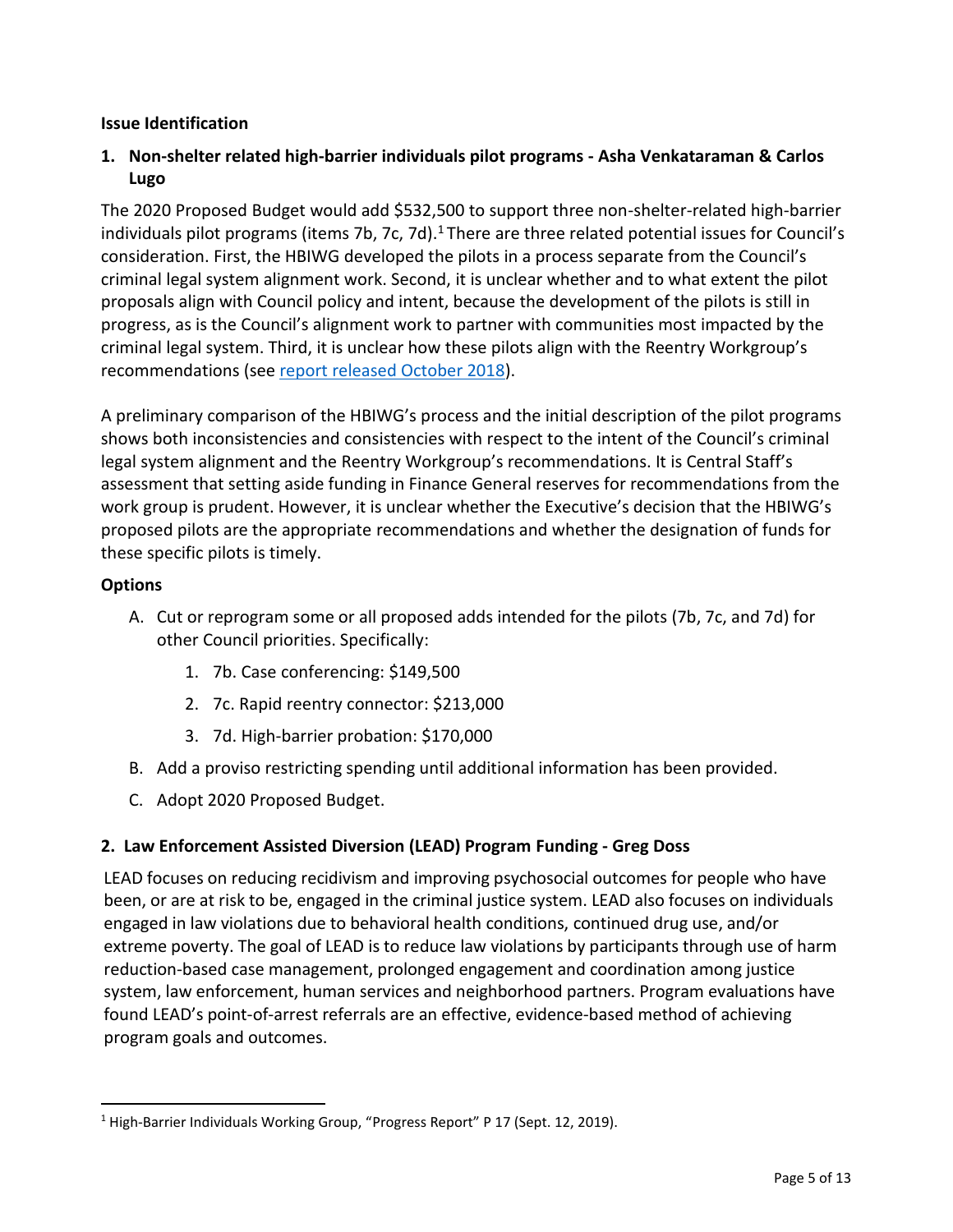**Issue Identification**

**1. Non-shelter related high-barrier individuals pilot programs - Asha Venkataraman & Carlos Lugo**

The 2020 Proposed Budget would add $532,500 to support three non-shelter-related high-barrier individuals pilot programs (items 7b, 7c, 7d).[1] There are three related potential issues for Council's consideration. First, the HBIWG developed the pilots in a process separate from the Council's criminal legal system alignment work. Second, it is unclear whether and to what extent the pilot proposals align with Council policy and intent, because the development of the pilots is still in progress, as is the Council's alignment work to partner with communities most impacted by the criminal legal system. Third, it is unclear how these pilots align with the Reentry Workgroup's recommendations (see report released October 2018).

A preliminary comparison of the HBIWG's process and the initial description of the pilot programs shows both inconsistencies and consistencies with respect to the intent of the Council's criminal legal system alignment and the Reentry Workgroup's recommendations. It is Central Staff's assessment that setting aside funding in Finance General reserves for recommendations from the work group is prudent. However, it is unclear whether the Executive's decision that the HBIWG's proposed pilots are the appropriate recommendations and whether the designation of funds for these specific pilots is timely.

**Options**

A. Cut or reprogram some or all proposed adds intended for the pilots (7b, 7c, and 7d) for other Council priorities. Specifically:
   1. 7b. Case conferencing: $149,500
   2. 7c. Rapid reentry connector: $213,000
   3. 7d. High-barrier probation: $170,000

B. Add a proviso restricting spending until additional information has been provided.

C. Adopt 2020 Proposed Budget.

**2. Law Enforcement Assisted Diversion (LEAD) Program Funding - Greg Doss**

LEAD focuses on reducing recidivism and improving psychosocial outcomes for people who have been, or are at risk to be, engaged in the criminal justice system. LEAD also focuses on individuals engaged in law violations due to behavioral health conditions, continued drug use, and/or extreme poverty. The goal of LEAD is to reduce law violations by participants through use of harm reduction-based case management, prolonged engagement and coordination among justice system, law enforcement, human services and neighborhood partners. Program evaluations have found LEAD's point-of-arrest referrals are an effective, evidence-based method of achieving program goals and outcomes.

[1] High-Barrier Individuals Working Group, "Progress Report" P 17 (Sept. 12, 2019).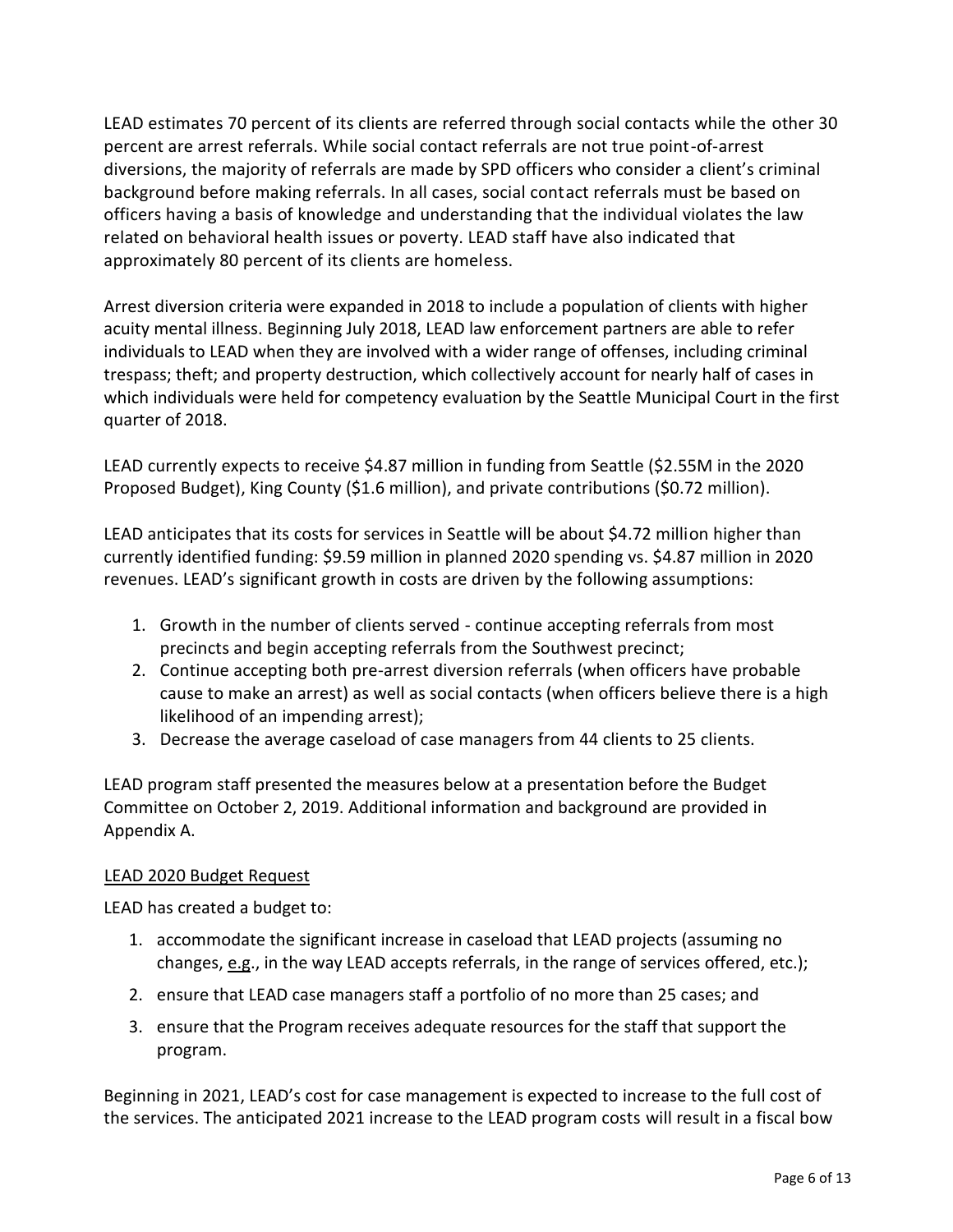LEAD estimates 70 percent of its clients are referred through social contacts while the other 30 percent are arrest referrals. While social contact referrals are not true point-of-arrest diversions, the majority of referrals are made by SPD officers who consider a client's criminal background before making referrals. In all cases, social contact referrals must be based on officers having a basis of knowledge and understanding that the individual violates the law related on behavioral health issues or poverty. LEAD staff have also indicated that approximately 80 percent of its clients are homeless.

Arrest diversion criteria were expanded in 2018 to include a population of clients with higher acuity mental illness. Beginning July 2018, LEAD law enforcement partners are able to refer individuals to LEAD when they are involved with a wider range of offenses, including criminal trespass; theft; and property destruction, which collectively account for nearly half of cases in which individuals were held for competency evaluation by the Seattle Municipal Court in the first quarter of 2018.

LEAD currently expects to receive $4.87 million in funding from Seattle ($2.55M in the 2020 Proposed Budget), King County ($1.6 million), and private contributions ($0.72 million).

LEAD anticipates that its costs for services in Seattle will be about $4.72 million higher than currently identified funding: $9.59 million in planned 2020 spending vs. $4.87 million in 2020 revenues. LEAD's significant growth in costs are driven by the following assumptions:

1. Growth in the number of clients served - continue accepting referrals from most precincts and begin accepting referrals from the Southwest precinct;
2. Continue accepting both pre-arrest diversion referrals (when officers have probable cause to make an arrest) as well as social contacts (when officers believe there is a high likelihood of an impending arrest);
3. Decrease the average caseload of case managers from 44 clients to 25 clients.

LEAD program staff presented the measures below at a presentation before the Budget Committee on October 2, 2019. Additional information and background are provided in Appendix A.

LEAD 2020 Budget Request

LEAD has created a budget to:

1. accommodate the significant increase in caseload that LEAD projects (assuming no changes, e.g., in the way LEAD accepts referrals, in the range of services offered, etc.);
2. ensure that LEAD case managers staff a portfolio of no more than 25 cases; and
3. ensure that the Program receives adequate resources for the staff that support the program.

Beginning in 2021, LEAD's cost for case management is expected to increase to the full cost of the services. The anticipated 2021 increase to the LEAD program costs will result in a fiscal bow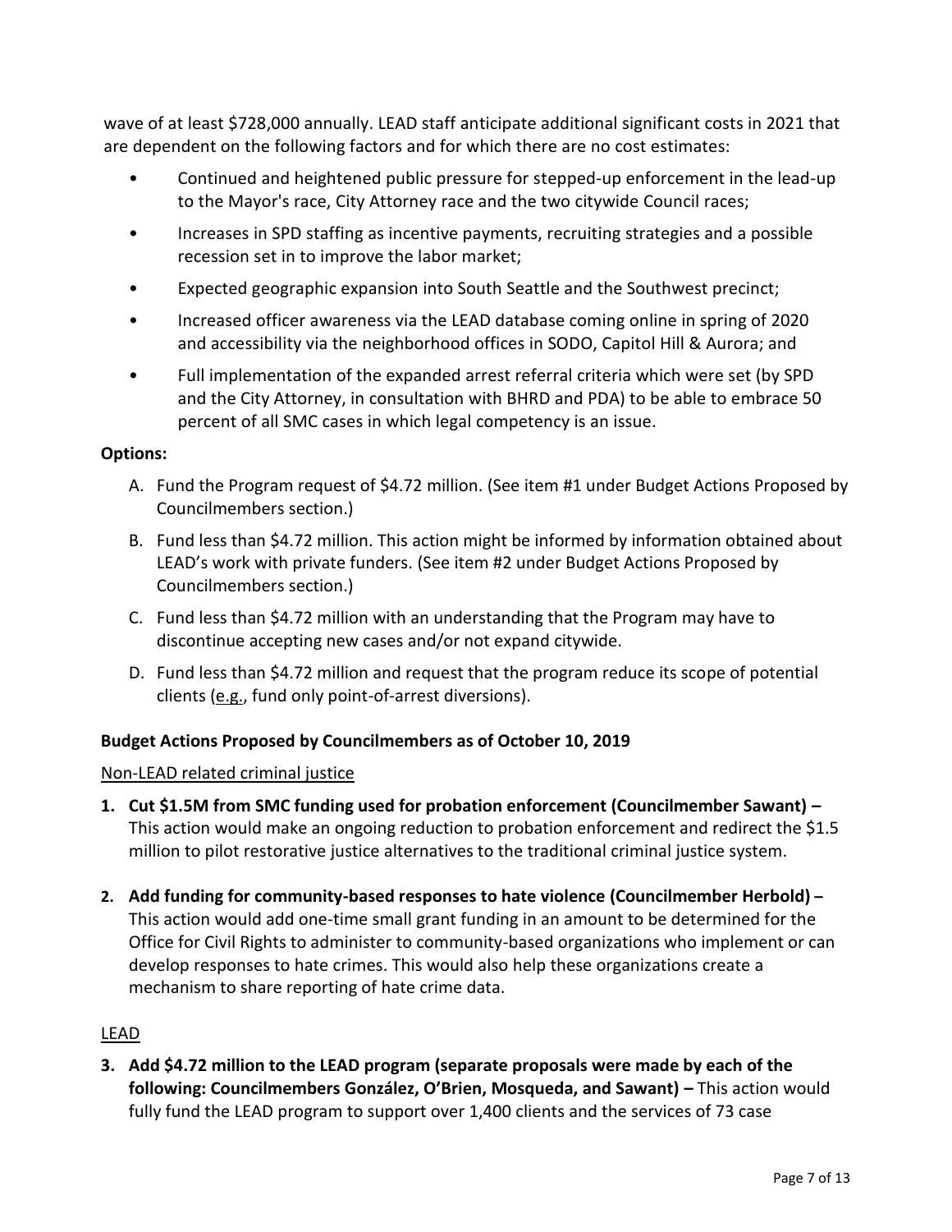wave of at least $728,000 annually. LEAD staff anticipate additional significant costs in 2021 that are dependent on the following factors and for which there are no cost estimates:

- Continued and heightened public pressure for stepped-up enforcement in the lead-up to the Mayor's race, City Attorney race and the two citywide Council races;
- Increases in SPD staffing as incentive payments, recruiting strategies and a possible recession set in to improve the labor market;
- Expected geographic expansion into South Seattle and the Southwest precinct;
- Increased officer awareness via the LEAD database coming online in spring of 2020 and accessibility via the neighborhood offices in SODO, Capitol Hill & Aurora; and
- Full implementation of the expanded arrest referral criteria which were set (by SPD and the City Attorney, in consultation with BHRD and PDA) to be able to embrace 50 percent of all SMC cases in which legal competency is an issue.

**Options:**

A. Fund the Program request of $4.72 million. (See item #1 under Budget Actions Proposed by Councilmembers section.)

B. Fund less than $4.72 million. This action might be informed by information obtained about LEAD's work with private funders. (See item #2 under Budget Actions Proposed by Councilmembers section.)

C. Fund less than $4.72 million with an understanding that the Program may have to discontinue accepting new cases and/or not expand citywide.

D. Fund less than $4.72 million and request that the program reduce its scope of potential clients (e.g., fund only point-of-arrest diversions).

**Budget Actions Proposed by Councilmembers as of October 10, 2019**

Non-LEAD related criminal justice

1. **Cut $1.5M from SMC funding used for probation enforcement (Councilmember Sawant) –** This action would make an ongoing reduction to probation enforcement and redirect the $1.5 million to pilot restorative justice alternatives to the traditional criminal justice system.

2. **Add funding for community-based responses to hate violence (Councilmember Herbold) –** This action would add one-time small grant funding in an amount to be determined for the Office for Civil Rights to administer to community-based organizations who implement or can develop responses to hate crimes. This would also help these organizations create a mechanism to share reporting of hate crime data.

LEAD

3. **Add $4.72 million to the LEAD program (separate proposals were made by each of the following: Councilmembers González, O'Brien, Mosqueda, and Sawant) –** This action would fully fund the LEAD program to support over 1,400 clients and the services of 73 case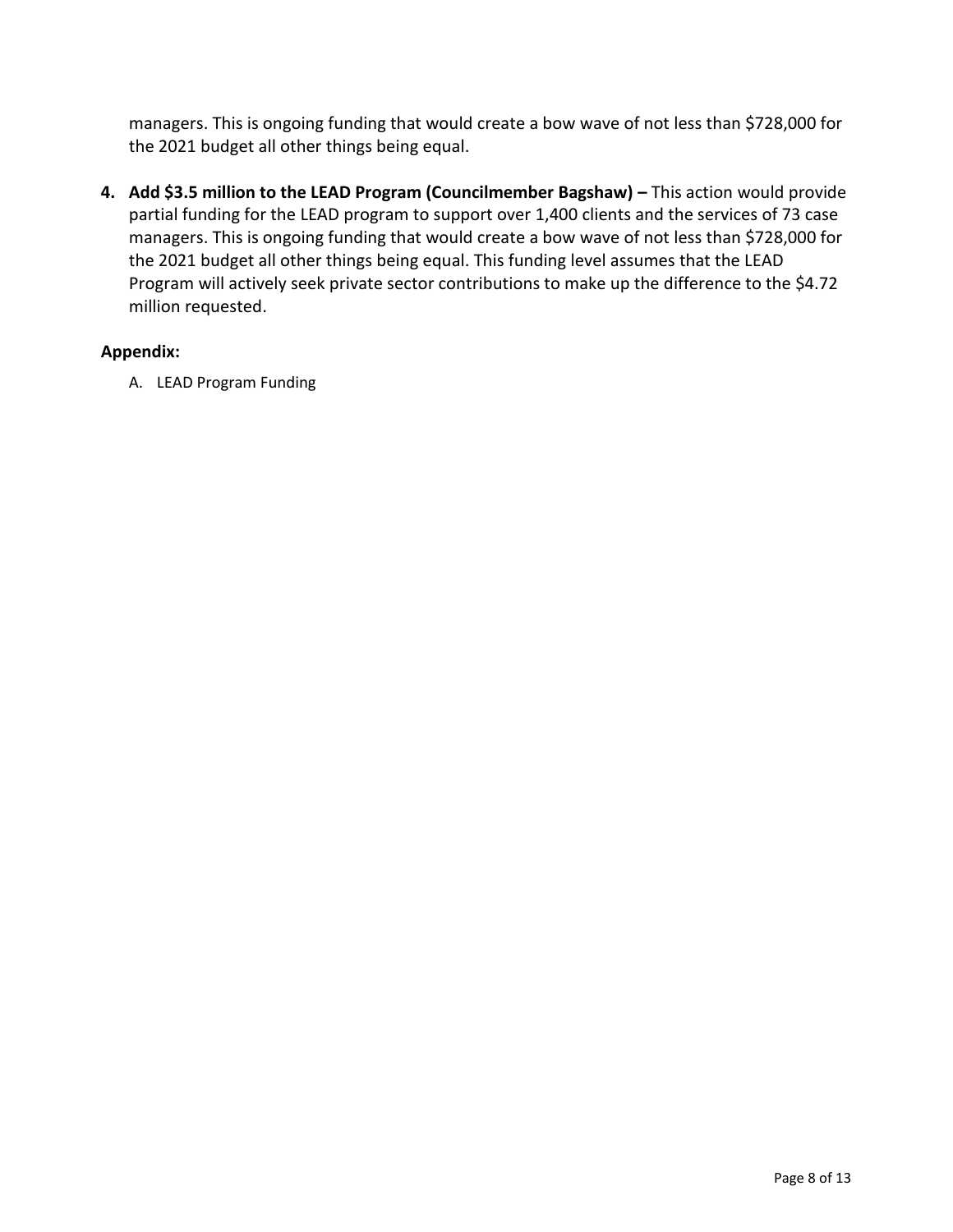managers. This is ongoing funding that would create a bow wave of not less than $728,000 for the 2021 budget all other things being equal.

4. **Add $3.5 million to the LEAD Program (Councilmember Bagshaw) –** This action would provide partial funding for the LEAD program to support over 1,400 clients and the services of 73 case managers. This is ongoing funding that would create a bow wave of not less than $728,000 for the 2021 budget all other things being equal. This funding level assumes that the LEAD Program will actively seek private sector contributions to make up the difference to the $4.72 million requested.

**Appendix:**

A. LEAD Program Funding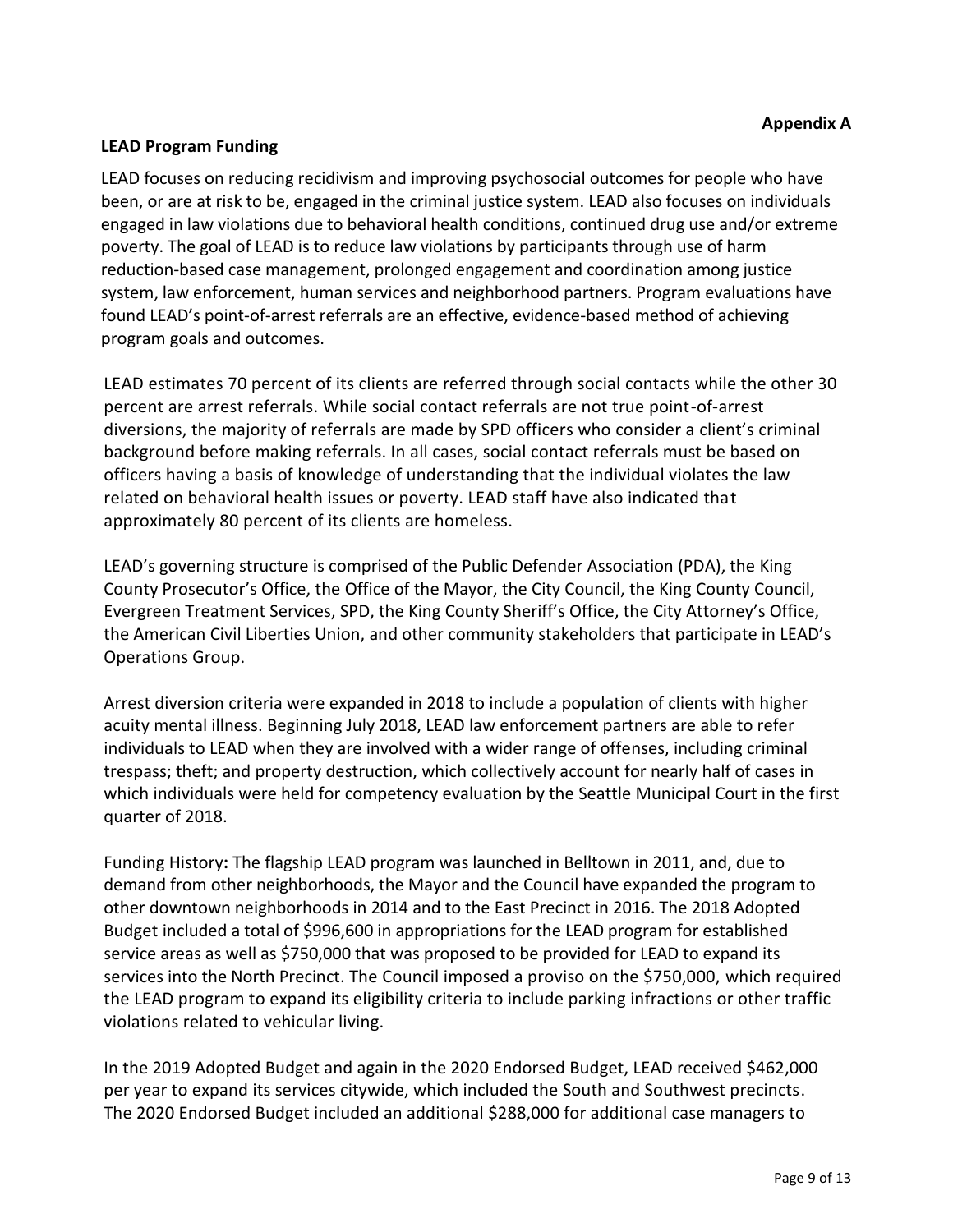**Appendix A**

**LEAD Program Funding**

LEAD focuses on reducing recidivism and improving psychosocial outcomes for people who have been, or are at risk to be, engaged in the criminal justice system. LEAD also focuses on individuals engaged in law violations due to behavioral health conditions, continued drug use and/or extreme poverty. The goal of LEAD is to reduce law violations by participants through use of harm reduction-based case management, prolonged engagement and coordination among justice system, law enforcement, human services and neighborhood partners. Program evaluations have found LEAD's point-of-arrest referrals are an effective, evidence-based method of achieving program goals and outcomes.

LEAD estimates 70 percent of its clients are referred through social contacts while the other 30 percent are arrest referrals. While social contact referrals are not true point-of-arrest diversions, the majority of referrals are made by SPD officers who consider a client's criminal background before making referrals. In all cases, social contact referrals must be based on officers having a basis of knowledge of understanding that the individual violates the law related on behavioral health issues or poverty. LEAD staff have also indicated that approximately 80 percent of its clients are homeless.

LEAD's governing structure is comprised of the Public Defender Association (PDA), the King County Prosecutor's Office, the Office of the Mayor, the City Council, the King County Council, Evergreen Treatment Services, SPD, the King County Sheriff's Office, the City Attorney's Office, the American Civil Liberties Union, and other community stakeholders that participate in LEAD's Operations Group.

Arrest diversion criteria were expanded in 2018 to include a population of clients with higher acuity mental illness. Beginning July 2018, LEAD law enforcement partners are able to refer individuals to LEAD when they are involved with a wider range of offenses, including criminal trespass; theft; and property destruction, which collectively account for nearly half of cases in which individuals were held for competency evaluation by the Seattle Municipal Court in the first quarter of 2018.

Funding History**:** The flagship LEAD program was launched in Belltown in 2011, and, due to demand from other neighborhoods, the Mayor and the Council have expanded the program to other downtown neighborhoods in 2014 and to the East Precinct in 2016. The 2018 Adopted Budget included a total of $996,600 in appropriations for the LEAD program for established service areas as well as $750,000 that was proposed to be provided for LEAD to expand its services into the North Precinct. The Council imposed a proviso on the $750,000, which required the LEAD program to expand its eligibility criteria to include parking infractions or other traffic violations related to vehicular living.

In the 2019 Adopted Budget and again in the 2020 Endorsed Budget, LEAD received $462,000 per year to expand its services citywide, which included the South and Southwest precincts. The 2020 Endorsed Budget included an additional $288,000 for additional case managers to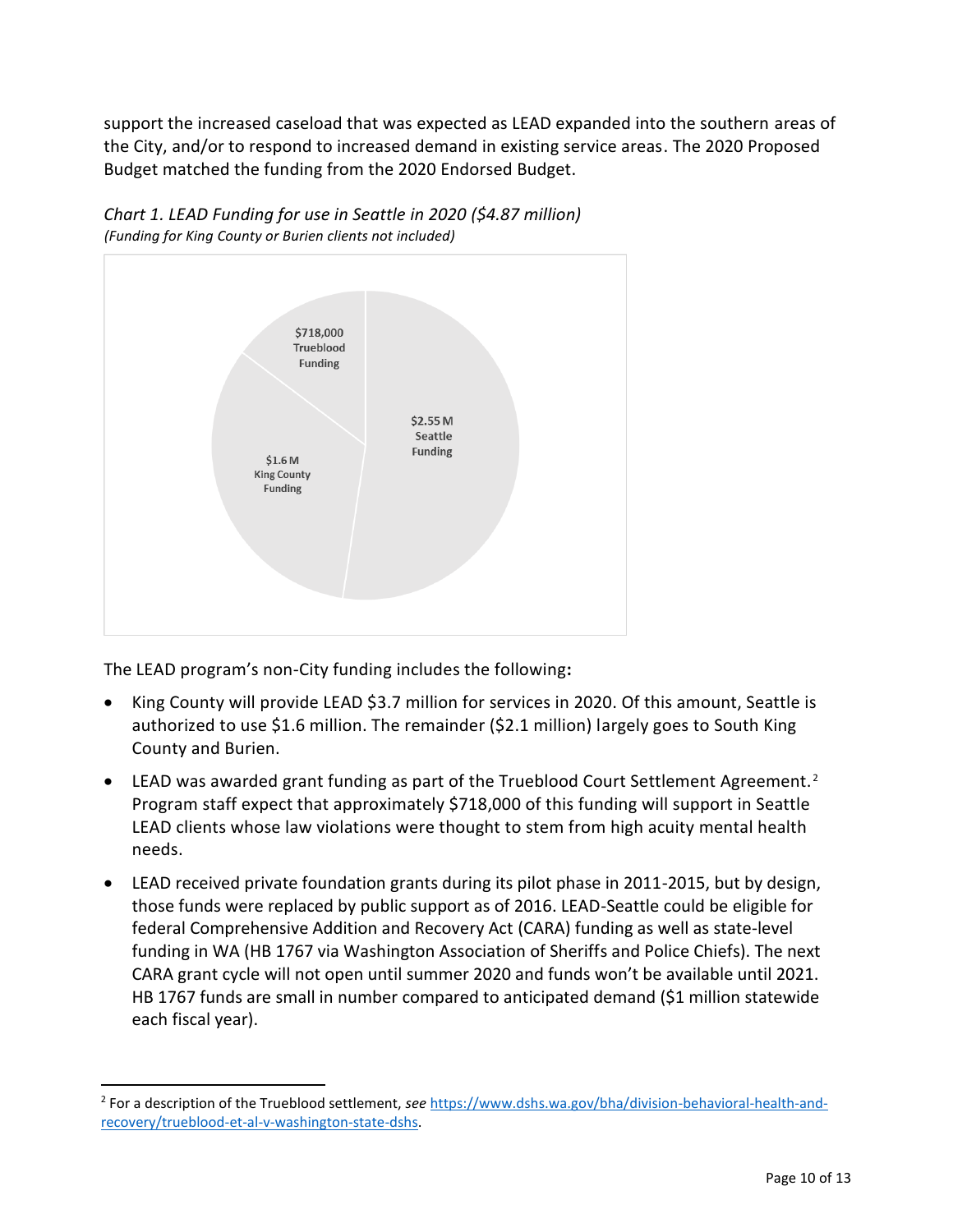support the increased caseload that was expected as LEAD expanded into the southern areas of the City, and/or to respond to increased demand in existing service areas. The 2020 Proposed Budget matched the funding from the 2020 Endorsed Budget.

*Chart 1. LEAD Funding for use in Seattle in 2020 ($4.87 million)*
*(Funding for King County or Burien clients not included)*

$718,000 Trueblood Funding

$2.55 M Seattle Funding

$1.6 M King County Funding

The LEAD program's non-City funding includes the following**:**

- King County will provide LEAD $3.7 million for services in 2020. Of this amount, Seattle is authorized to use $1.6 million. The remainder ($2.1 million) largely goes to South King County and Burien.
- LEAD was awarded grant funding as part of the Trueblood Court Settlement Agreement.[2] Program staff expect that approximately $718,000 of this funding will support in Seattle LEAD clients whose law violations were thought to stem from high acuity mental health needs.
- LEAD received private foundation grants during its pilot phase in 2011-2015, but by design, those funds were replaced by public support as of 2016. LEAD-Seattle could be eligible for federal Comprehensive Addition and Recovery Act (CARA) funding as well as state-level funding in WA (HB 1767 via Washington Association of Sheriffs and Police Chiefs). The next CARA grant cycle will not open until summer 2020 and funds won't be available until 2021. HB 1767 funds are small in number compared to anticipated demand ($1 million statewide each fiscal year).

[2] For a description of the Trueblood settlement, *see* https://www.dshs.wa.gov/bha/division-behavioral-health-and-recovery/trueblood-et-al-v-washington-state-dshs.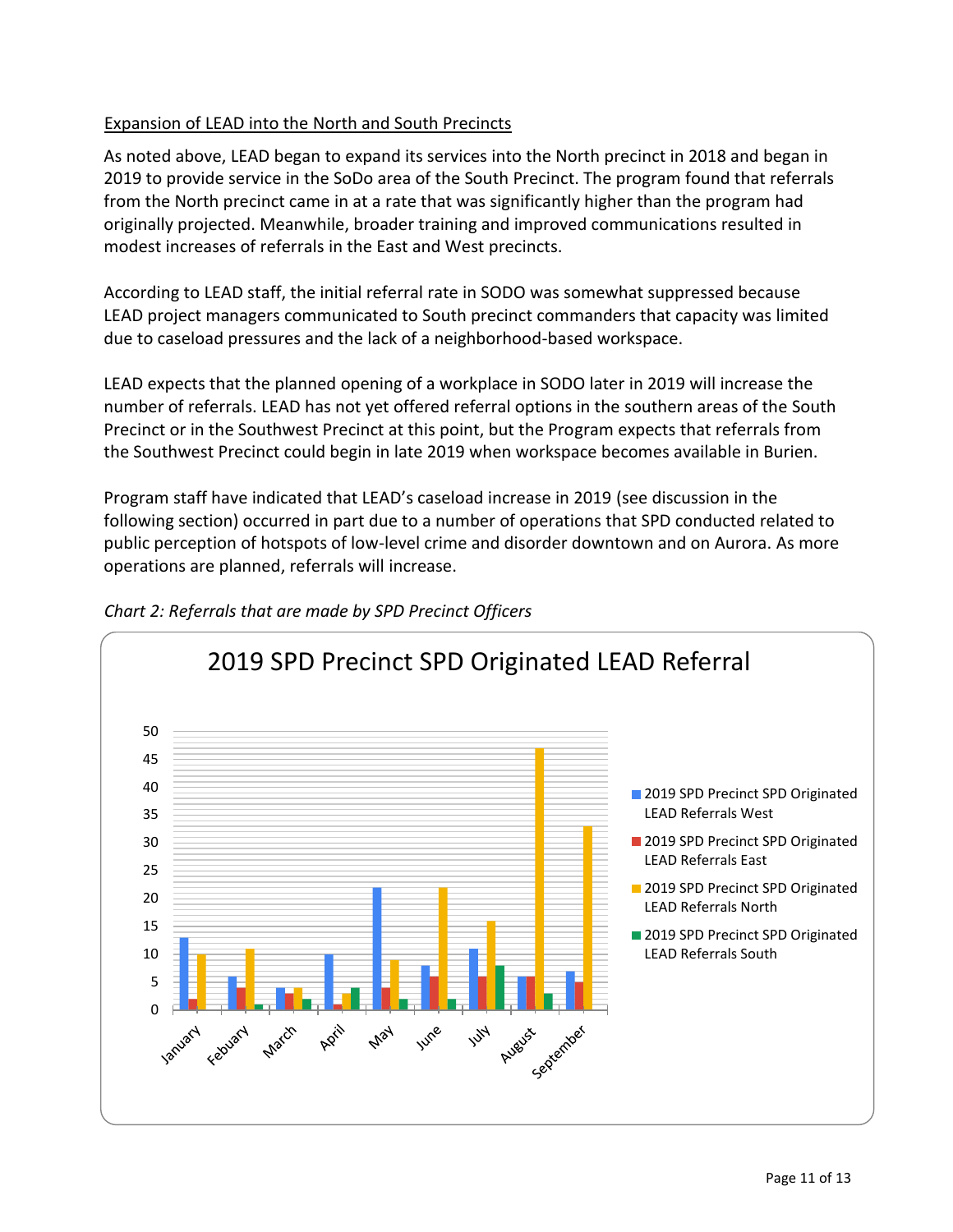Expansion of LEAD into the North and South Precincts

As noted above, LEAD began to expand its services into the North precinct in 2018 and began in 2019 to provide service in the SoDo area of the South Precinct. The program found that referrals from the North precinct came in at a rate that was significantly higher than the program had originally projected. Meanwhile, broader training and improved communications resulted in modest increases of referrals in the East and West precincts.

According to LEAD staff, the initial referral rate in SODO was somewhat suppressed because LEAD project managers communicated to South precinct commanders that capacity was limited due to caseload pressures and the lack of a neighborhood-based workspace.

LEAD expects that the planned opening of a workplace in SODO later in 2019 will increase the number of referrals. LEAD has not yet offered referral options in the southern areas of the South Precinct or in the Southwest Precinct at this point, but the Program expects that referrals from the Southwest Precinct could begin in late 2019 when workspace becomes available in Burien.

Program staff have indicated that LEAD's caseload increase in 2019 (see discussion in the following section) occurred in part due to a number of operations that SPD conducted related to public perception of hotspots of low-level crime and disorder downtown and on Aurora. As more operations are planned, referrals will increase.

*Chart 2: Referrals that are made by SPD Precinct Officers*

2019 SPD Precinct SPD Originated LEAD Referral

| Month | West | East | North | South |
|---|---|---|---|---|
| January | 13 | 2 | 10 | |
| Febuary | 6 | 4 | 11 | 1 |
| March | 4 | 3 | 4 | 2 |
| April | 10 | 1 | 3 | 4 |
| May | 22 | 4 | 9 | 2 |
| June | 8 | 6 | 22 | 2 |
| July | 11 | 6 | 16 | 8 |
| August | 6 | 6 | 47 | 3 |
| September | 7 | 5 | 33 | |

Legend: 2019 SPD Precinct SPD Originated LEAD Referrals West; 2019 SPD Precinct SPD Originated LEAD Referrals East; 2019 SPD Precinct SPD Originated LEAD Referrals North; 2019 SPD Precinct SPD Originated LEAD Referrals South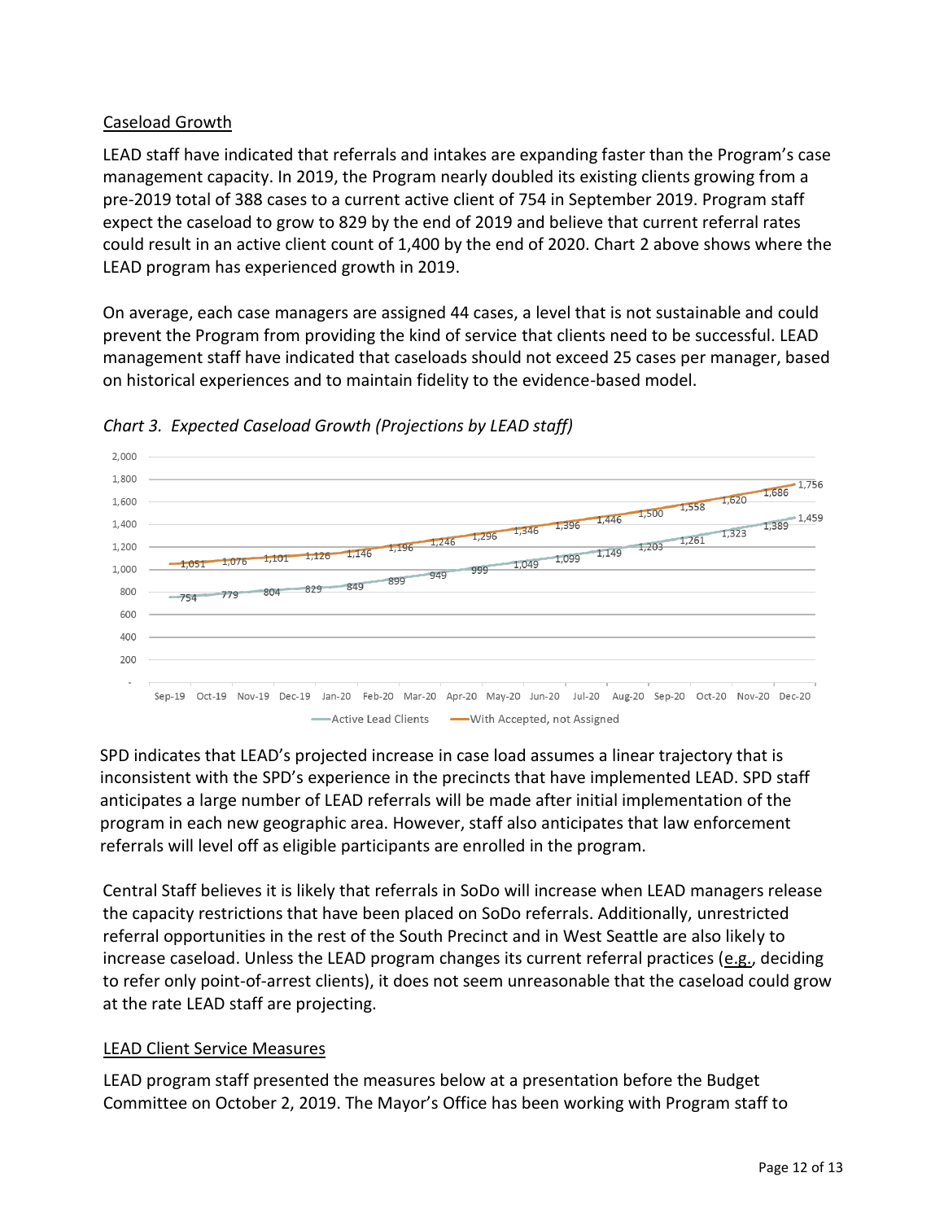## Caseload Growth

LEAD staff have indicated that referrals and intakes are expanding faster than the Program's case management capacity. In 2019, the Program nearly doubled its existing clients growing from a pre-2019 total of 388 cases to a current active client of 754 in September 2019. Program staff expect the caseload to grow to 829 by the end of 2019 and believe that current referral rates could result in an active client count of 1,400 by the end of 2020. Chart 2 above shows where the LEAD program has experienced growth in 2019.

On average, each case managers are assigned 44 cases, a level that is not sustainable and could prevent the Program from providing the kind of service that clients need to be successful. LEAD management staff have indicated that caseloads should not exceed 25 cases per manager, based on historical experiences and to maintain fidelity to the evidence-based model.

*Chart 3. Expected Caseload Growth (Projections by LEAD staff)*

| Month | Active Lead Clients | With Accepted, not Assigned |
|---|---|---|
| Sep-19 | 754 | 1,051 |
| Oct-19 | 779 | 1,076 |
| Nov-19 | 804 | 1,101 |
| Dec-19 | 829 | 1,126 |
| Jan-20 | 849 | 1,146 |
| Feb-20 | 899 | 1,196 |
| Mar-20 | 949 | 1,246 |
| Apr-20 | 999 | 1,296 |
| May-20 | 1,049 | 1,346 |
| Jun-20 | 1,099 | 1,396 |
| Jul-20 | 1,149 | 1,446 |
| Aug-20 | 1,203 | 1,500 |
| Sep-20 | 1,261 | 1,558 |
| Oct-20 | 1,323 | 1,620 |
| Nov-20 | 1,389 | 1,686 |
| Dec-20 | 1,459 | 1,756 |

SPD indicates that LEAD's projected increase in case load assumes a linear trajectory that is inconsistent with the SPD's experience in the precincts that have implemented LEAD. SPD staff anticipates a large number of LEAD referrals will be made after initial implementation of the program in each new geographic area. However, staff also anticipates that law enforcement referrals will level off as eligible participants are enrolled in the program.

Central Staff believes it is likely that referrals in SoDo will increase when LEAD managers release the capacity restrictions that have been placed on SoDo referrals. Additionally, unrestricted referral opportunities in the rest of the South Precinct and in West Seattle are also likely to increase caseload. Unless the LEAD program changes its current referral practices (e.g., deciding to refer only point-of-arrest clients), it does not seem unreasonable that the caseload could grow at the rate LEAD staff are projecting.

## LEAD Client Service Measures

LEAD program staff presented the measures below at a presentation before the Budget Committee on October 2, 2019. The Mayor's Office has been working with Program staff to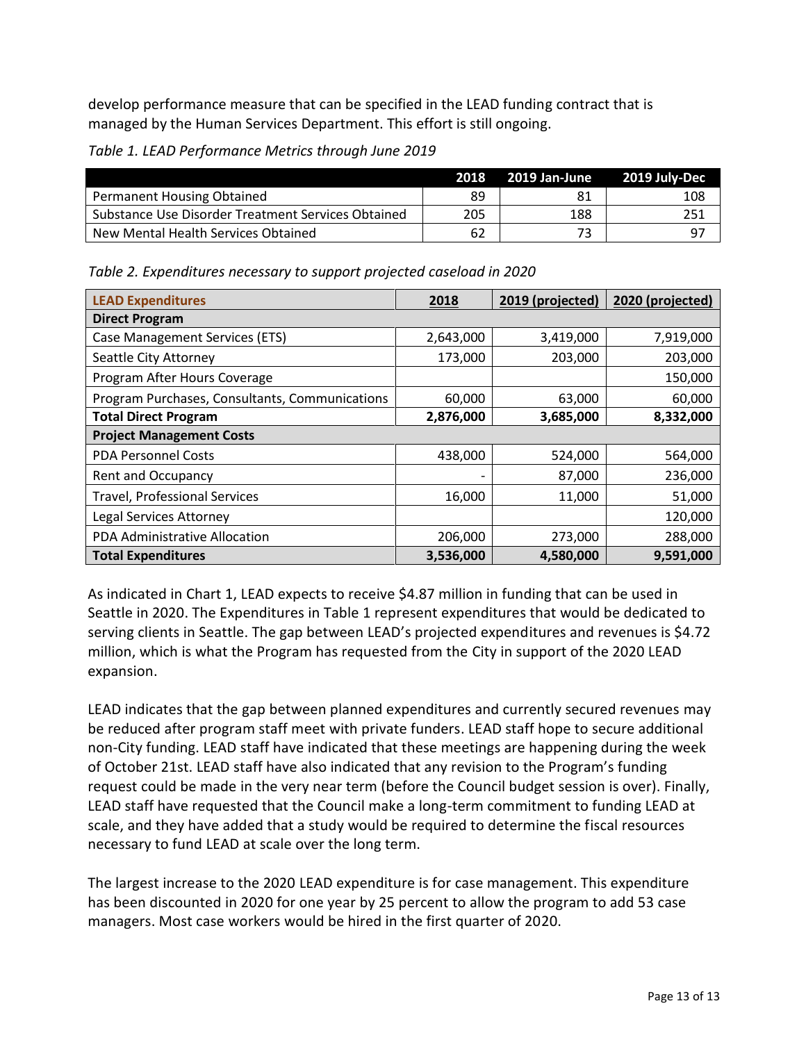develop performance measure that can be specified in the LEAD funding contract that is managed by the Human Services Department. This effort is still ongoing.

*Table 1. LEAD Performance Metrics through June 2019*

| | 2018 | 2019 Jan-June | 2019 July-Dec |
|---|---|---|---|
| Permanent Housing Obtained | 89 | 81 | 108 |
| Substance Use Disorder Treatment Services Obtained | 205 | 188 | 251 |
| New Mental Health Services Obtained | 62 | 73 | 97 |

*Table 2. Expenditures necessary to support projected caseload in 2020*

| **LEAD Expenditures** | **2018** | **2019 (projected)** | **2020 (projected)** |
|---|---|---|---|
| **Direct Program** | | | |
| Case Management Services (ETS) | 2,643,000 | 3,419,000 | 7,919,000 |
| Seattle City Attorney | 173,000 | 203,000 | 203,000 |
| Program After Hours Coverage | | | 150,000 |
| Program Purchases, Consultants, Communications | 60,000 | 63,000 | 60,000 |
| **Total Direct Program** | **2,876,000** | **3,685,000** | **8,332,000** |
| **Project Management Costs** | | | |
| PDA Personnel Costs | 438,000 | 524,000 | 564,000 |
| Rent and Occupancy | - | 87,000 | 236,000 |
| Travel, Professional Services | 16,000 | 11,000 | 51,000 |
| Legal Services Attorney | | | 120,000 |
| PDA Administrative Allocation | 206,000 | 273,000 | 288,000 |
| **Total Expenditures** | **3,536,000** | **4,580,000** | **9,591,000** |

As indicated in Chart 1, LEAD expects to receive $4.87 million in funding that can be used in Seattle in 2020. The Expenditures in Table 1 represent expenditures that would be dedicated to serving clients in Seattle. The gap between LEAD's projected expenditures and revenues is $4.72 million, which is what the Program has requested from the City in support of the 2020 LEAD expansion.

LEAD indicates that the gap between planned expenditures and currently secured revenues may be reduced after program staff meet with private funders. LEAD staff hope to secure additional non-City funding. LEAD staff have indicated that these meetings are happening during the week of October 21st. LEAD staff have also indicated that any revision to the Program's funding request could be made in the very near term (before the Council budget session is over). Finally, LEAD staff have requested that the Council make a long-term commitment to funding LEAD at scale, and they have added that a study would be required to determine the fiscal resources necessary to fund LEAD at scale over the long term.

The largest increase to the 2020 LEAD expenditure is for case management. This expenditure has been discounted in 2020 for one year by 25 percent to allow the program to add 53 case managers. Most case workers would be hired in the first quarter of 2020.